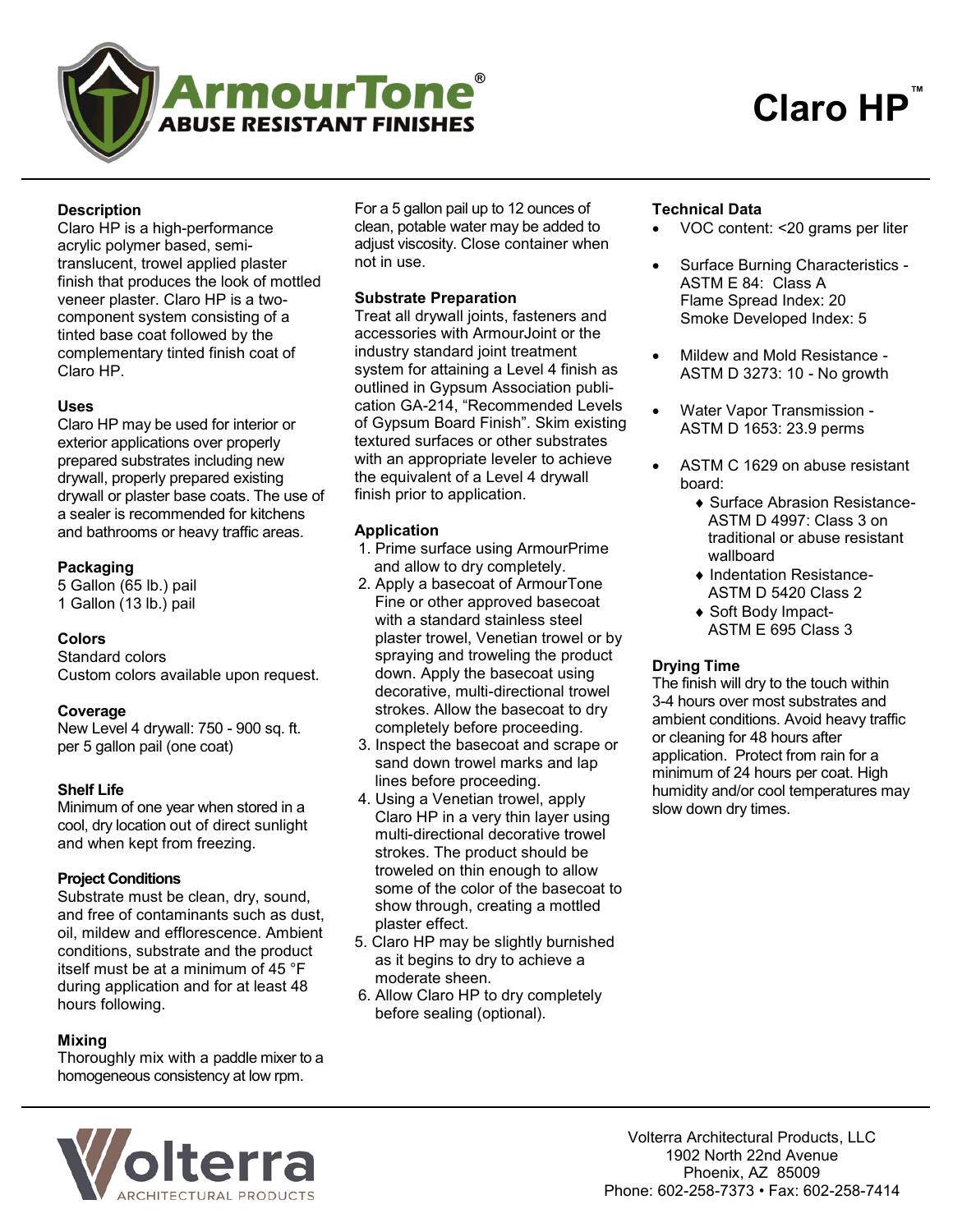# ArmourTone® ABUSE RESISTANT FINISHES

# Claro HP™

## Description

Claro HP is a high-performance acrylic polymer based, semi-translucent, trowel applied plaster finish that produces the look of mottled veneer plaster. Claro HP is a two-component system consisting of a tinted base coat followed by the complementary tinted finish coat of Claro HP.

## Uses

Claro HP may be used for interior or exterior applications over properly prepared substrates including new drywall, properly prepared existing drywall or plaster base coats. The use of a sealer is recommended for kitchens and bathrooms or heavy traffic areas.

## Packaging

5 Gallon (65 lb.) pail
1 Gallon (13 lb.) pail

## Colors

Standard colors
Custom colors available upon request.

## Coverage

New Level 4 drywall: 750 - 900 sq. ft. per 5 gallon pail (one coat)

## Shelf Life

Minimum of one year when stored in a cool, dry location out of direct sunlight and when kept from freezing.

## Project Conditions

Substrate must be clean, dry, sound, and free of contaminants such as dust, oil, mildew and efflorescence. Ambient conditions, substrate and the product itself must be at a minimum of 45 °F during application and for at least 48 hours following.

## Mixing

Thoroughly mix with a paddle mixer to a homogeneous consistency at low rpm. For a 5 gallon pail up to 12 ounces of clean, potable water may be added to adjust viscosity. Close container when not in use.

## Substrate Preparation

Treat all drywall joints, fasteners and accessories with ArmourJoint or the industry standard joint treatment system for attaining a Level 4 finish as outlined in Gypsum Association publication GA-214, "Recommended Levels of Gypsum Board Finish". Skim existing textured surfaces or other substrates with an appropriate leveler to achieve the equivalent of a Level 4 drywall finish prior to application.

## Application

1. Prime surface using ArmourPrime and allow to dry completely.
2. Apply a basecoat of ArmourTone Fine or other approved basecoat with a standard stainless steel plaster trowel, Venetian trowel or by spraying and troweling the product down. Apply the basecoat using decorative, multi-directional trowel strokes. Allow the basecoat to dry completely before proceeding.
3. Inspect the basecoat and scrape or sand down trowel marks and lap lines before proceeding.
4. Using a Venetian trowel, apply Claro HP in a very thin layer using multi-directional decorative trowel strokes. The product should be troweled on thin enough to allow some of the color of the basecoat to show through, creating a mottled plaster effect.
5. Claro HP may be slightly burnished as it begins to dry to achieve a moderate sheen.
6. Allow Claro HP to dry completely before sealing (optional).

## Technical Data

- VOC content: <20 grams per liter
- Surface Burning Characteristics - ASTM E 84: Class A
  Flame Spread Index: 20
  Smoke Developed Index: 5
- Mildew and Mold Resistance - ASTM D 3273: 10 - No growth
- Water Vapor Transmission - ASTM D 1653: 23.9 perms
- ASTM C 1629 on abuse resistant board:
  - Surface Abrasion Resistance- ASTM D 4997: Class 3 on traditional or abuse resistant wallboard
  - Indentation Resistance- ASTM D 5420 Class 2
  - Soft Body Impact- ASTM E 695 Class 3

## Drying Time

The finish will dry to the touch within 3-4 hours over most substrates and ambient conditions. Avoid heavy traffic or cleaning for 48 hours after application. Protect from rain for a minimum of 24 hours per coat. High humidity and/or cool temperatures may slow down dry times.

Volterra ARCHITECTURAL PRODUCTS

Volterra Architectural Products, LLC
1902 North 22nd Avenue
Phoenix, AZ 85009
Phone: 602-258-7373 • Fax: 602-258-7414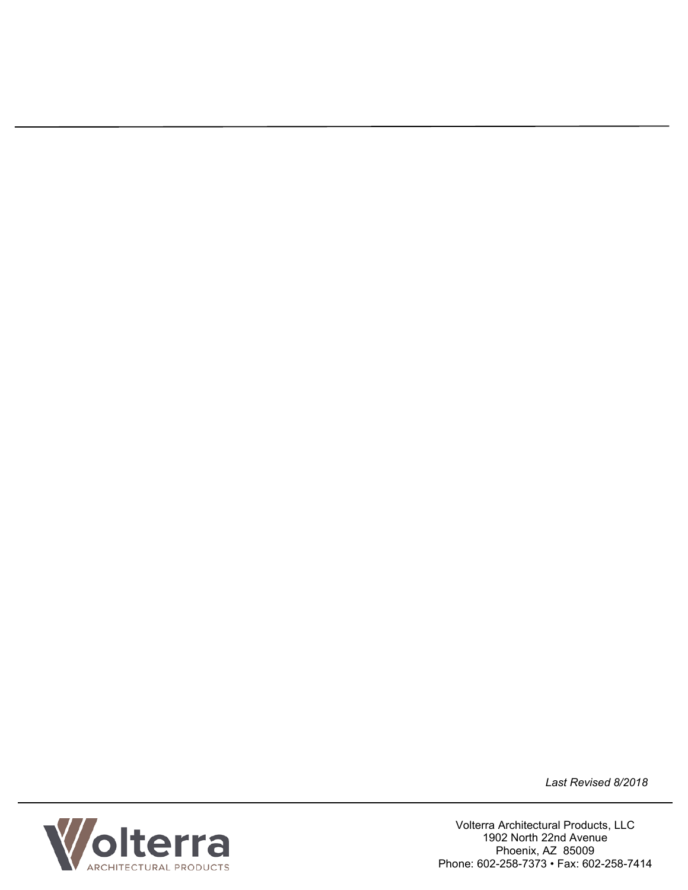*Last Revised 8/2018*

Volterra Architectural Products, LLC
1902 North 22nd Avenue
Phoenix, AZ 85009
Phone: 602-258-7373 • Fax: 602-258-7414